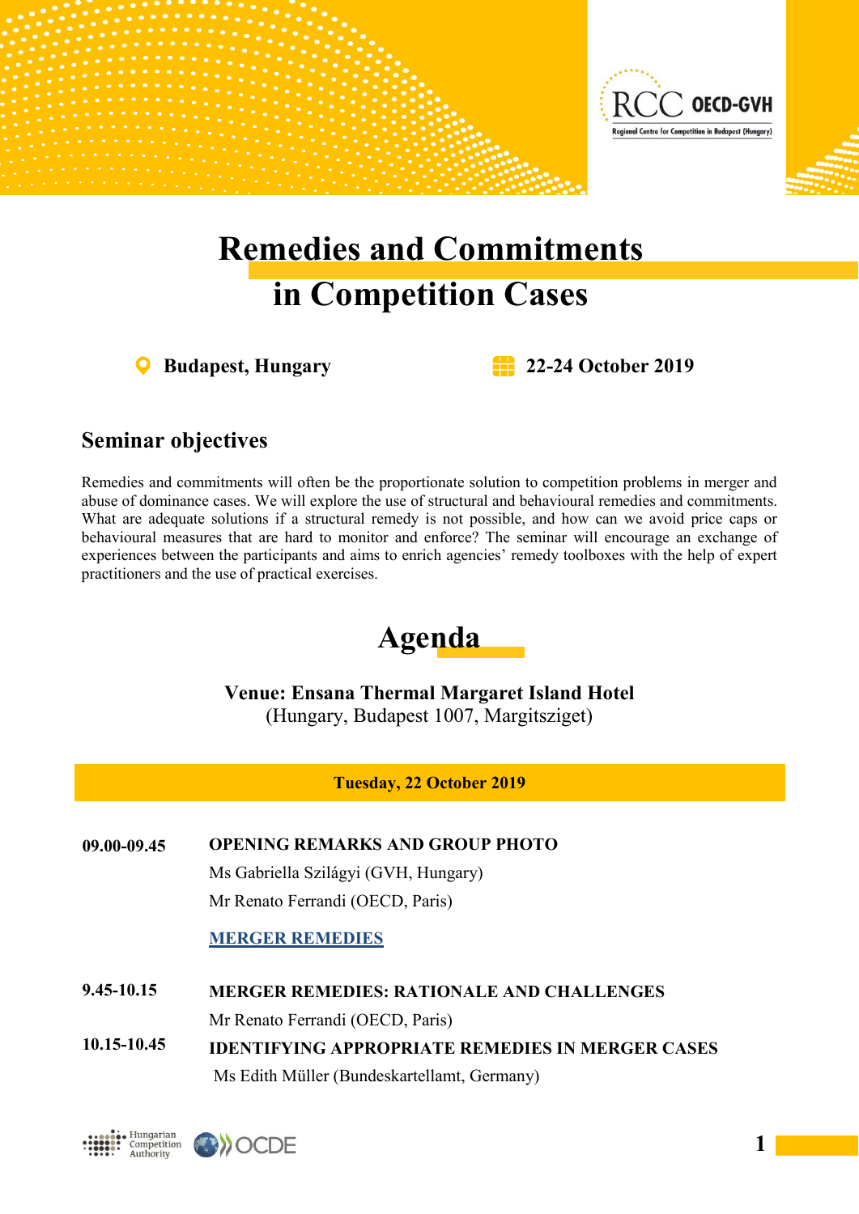# Remedies and Commitments in Competition Cases

**Budapest, Hungary** **22-24 October 2019**

## Seminar objectives

Remedies and commitments will often be the proportionate solution to competition problems in merger and abuse of dominance cases. We will explore the use of structural and behavioural remedies and commitments. What are adequate solutions if a structural remedy is not possible, and how can we avoid price caps or behavioural measures that are hard to monitor and enforce? The seminar will encourage an exchange of experiences between the participants and aims to enrich agencies' remedy toolboxes with the help of expert practitioners and the use of practical exercises.

## Agenda

**Venue: Ensana Thermal Margaret Island Hotel**
(Hungary, Budapest 1007, Margitsziget)

### Tuesday, 22 October 2019

**09.00-09.45** **OPENING REMARKS AND GROUP PHOTO**
Ms Gabriella Szilágyi (GVH, Hungary)
Mr Renato Ferrandi (OECD, Paris)

**MERGER REMEDIES**

**9.45-10.15** **MERGER REMEDIES: RATIONALE AND CHALLENGES**
Mr Renato Ferrandi (OECD, Paris)

**10.15-10.45** **IDENTIFYING APPROPRIATE REMEDIES IN MERGER CASES**
Ms Edith Müller (Bundeskartellamt, Germany)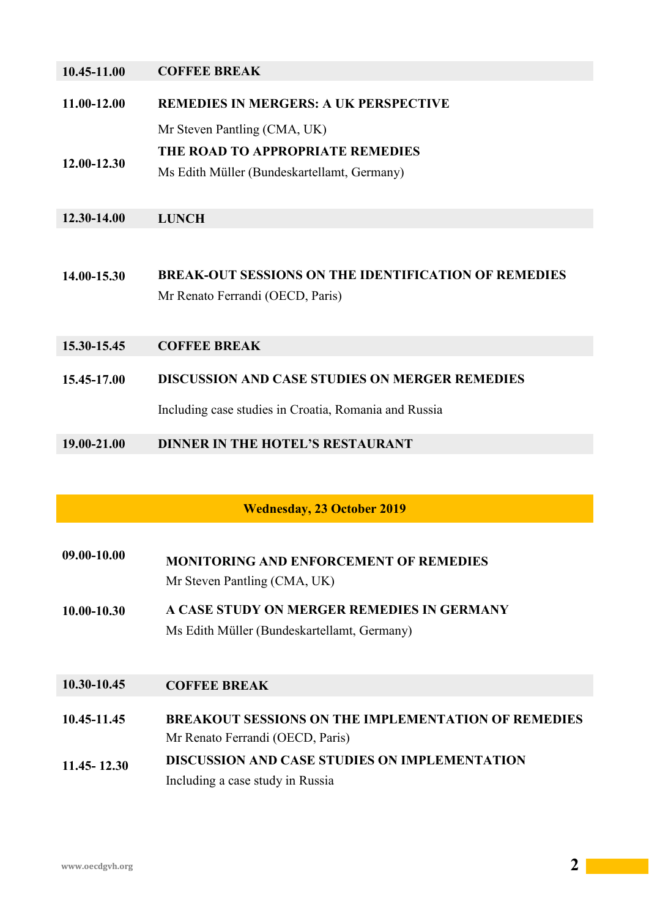| | |
|---|---|
| **10.45-11.00** | **COFFEE BREAK** |
| **11.00-12.00** | **REMEDIES IN MERGERS: A UK PERSPECTIVE**<br>Mr Steven Pantling (CMA, UK) |
| **12.00-12.30** | **THE ROAD TO APPROPRIATE REMEDIES**<br>Ms Edith Müller (Bundeskartellamt, Germany) |
| **12.30-14.00** | **LUNCH** |
| **14.00-15.30** | **BREAK-OUT SESSIONS ON THE IDENTIFICATION OF REMEDIES**<br>Mr Renato Ferrandi (OECD, Paris) |
| **15.30-15.45** | **COFFEE BREAK** |
| **15.45-17.00** | **DISCUSSION AND CASE STUDIES ON MERGER REMEDIES**<br>Including case studies in Croatia, Romania and Russia |
| **19.00-21.00** | **DINNER IN THE HOTEL'S RESTAURANT** |

## Wednesday, 23 October 2019

| | |
|---|---|
| **09.00-10.00** | **MONITORING AND ENFORCEMENT OF REMEDIES**<br>Mr Steven Pantling (CMA, UK) |
| **10.00-10.30** | **A CASE STUDY ON MERGER REMEDIES IN GERMANY**<br>Ms Edith Müller (Bundeskartellamt, Germany) |
| **10.30-10.45** | **COFFEE BREAK** |
| **10.45-11.45** | **BREAKOUT SESSIONS ON THE IMPLEMENTATION OF REMEDIES**<br>Mr Renato Ferrandi (OECD, Paris) |
| **11.45- 12.30** | **DISCUSSION AND CASE STUDIES ON IMPLEMENTATION**<br>Including a case study in Russia |

www.oecdgvh.org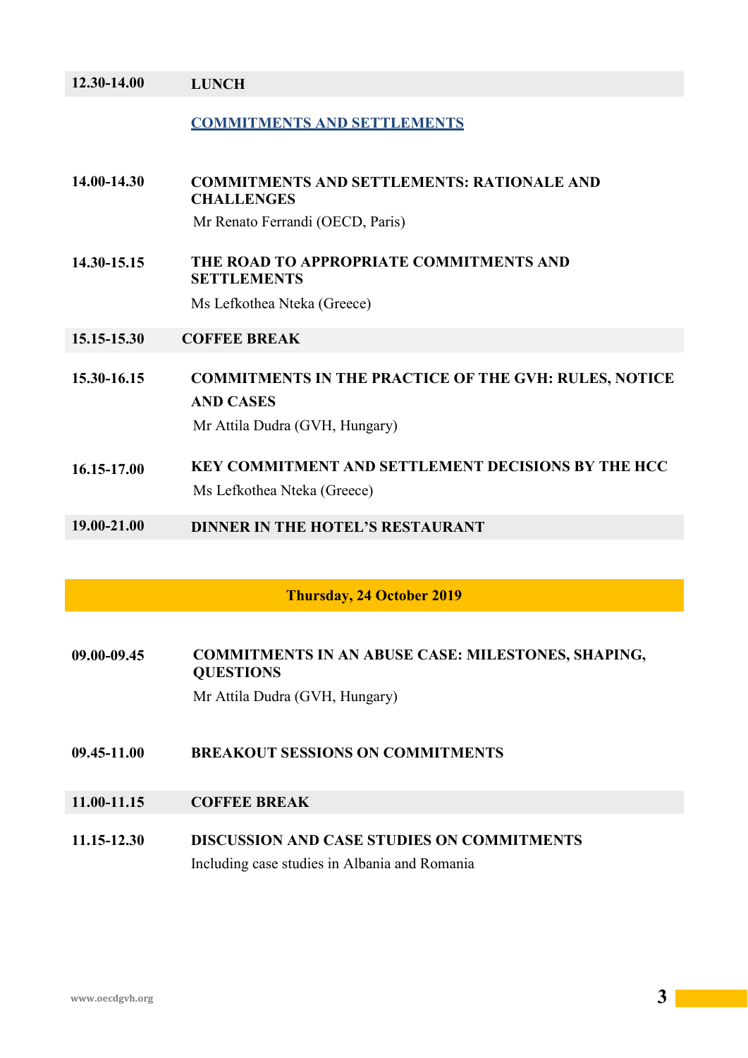| | |
|---|---|
| **12.30-14.00** | **LUNCH** |

## COMMITMENTS AND SETTLEMENTS

| | |
|---|---|
| **14.00-14.30** | **COMMITMENTS AND SETTLEMENTS: RATIONALE AND CHALLENGES**<br>Mr Renato Ferrandi (OECD, Paris) |
| **14.30-15.15** | **THE ROAD TO APPROPRIATE COMMITMENTS AND SETTLEMENTS**<br>Ms Lefkothea Nteka (Greece) |
| **15.15-15.30** | **COFFEE BREAK** |
| **15.30-16.15** | **COMMITMENTS IN THE PRACTICE OF THE GVH: RULES, NOTICE AND CASES**<br>Mr Attila Dudra (GVH, Hungary) |
| **16.15-17.00** | **KEY COMMITMENT AND SETTLEMENT DECISIONS BY THE HCC**<br>Ms Lefkothea Nteka (Greece) |
| **19.00-21.00** | **DINNER IN THE HOTEL'S RESTAURANT** |

## Thursday, 24 October 2019

| | |
|---|---|
| **09.00-09.45** | **COMMITMENTS IN AN ABUSE CASE: MILESTONES, SHAPING, QUESTIONS**<br>Mr Attila Dudra (GVH, Hungary) |
| **09.45-11.00** | **BREAKOUT SESSIONS ON COMMITMENTS** |
| **11.00-11.15** | **COFFEE BREAK** |
| **11.15-12.30** | **DISCUSSION AND CASE STUDIES ON COMMITMENTS**<br>Including case studies in Albania and Romania |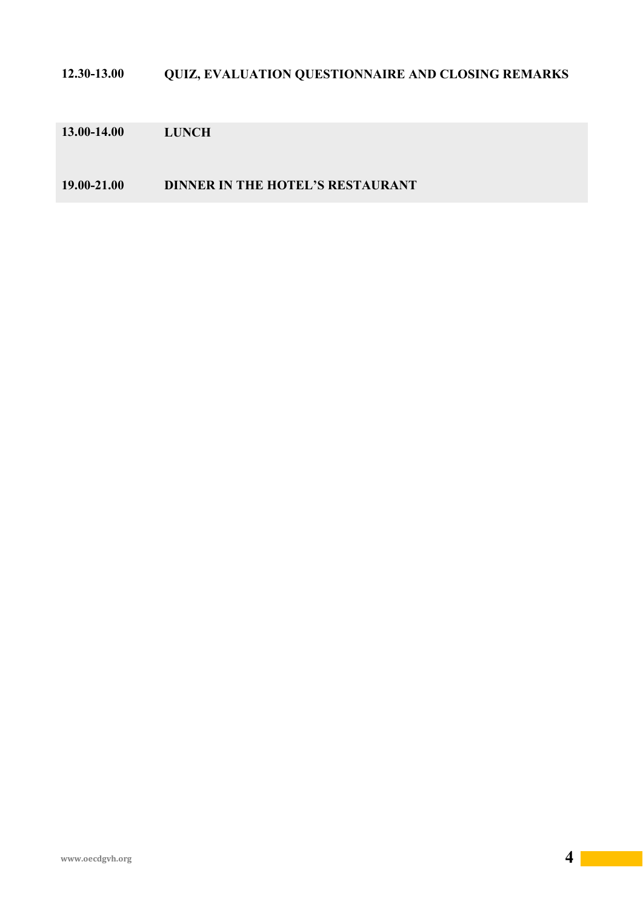**12.30-13.00 QUIZ, EVALUATION QUESTIONNAIRE AND CLOSING REMARKS**

**13.00-14.00 LUNCH**

**19.00-21.00 DINNER IN THE HOTEL'S RESTAURANT**